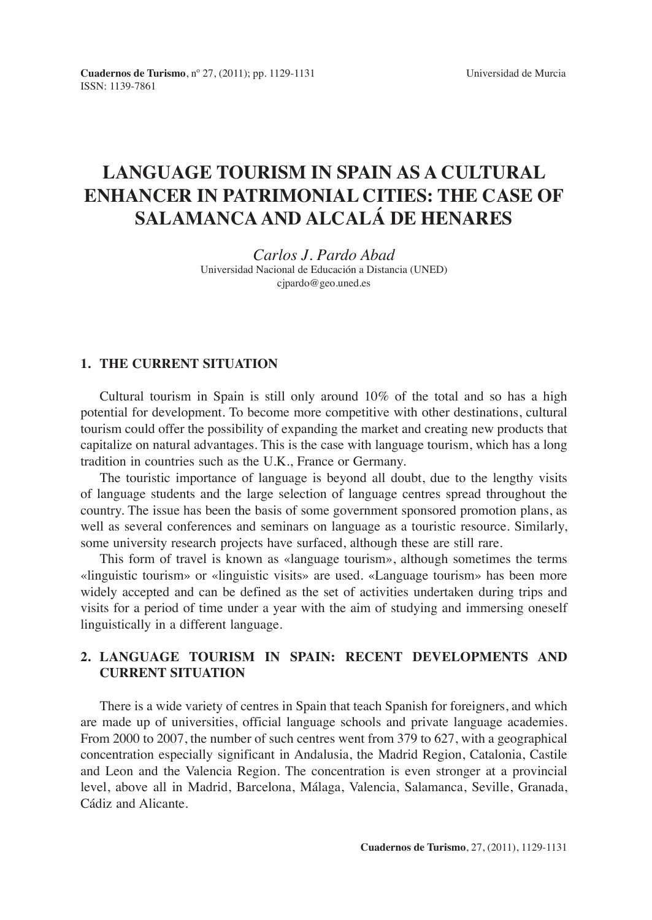# LANGUAGE TOURISM IN SPAIN AS A CULTURAL ENHANCER IN PATRIMONIAL CITIES: THE CASE OF SALAMANCA AND ALCALÁ DE HENARES

*Carlos J. Pardo Abad*
Universidad Nacional de Educación a Distancia (UNED)
cjpardo@geo.uned.es

## 1. THE CURRENT SITUATION

Cultural tourism in Spain is still only around 10% of the total and so has a high potential for development. To become more competitive with other destinations, cultural tourism could offer the possibility of expanding the market and creating new products that capitalize on natural advantages. This is the case with language tourism, which has a long tradition in countries such as the U.K., France or Germany.

The touristic importance of language is beyond all doubt, due to the lengthy visits of language students and the large selection of language centres spread throughout the country. The issue has been the basis of some government sponsored promotion plans, as well as several conferences and seminars on language as a touristic resource. Similarly, some university research projects have surfaced, although these are still rare.

This form of travel is known as «language tourism», although sometimes the terms «linguistic tourism» or «linguistic visits» are used. «Language tourism» has been more widely accepted and can be defined as the set of activities undertaken during trips and visits for a period of time under a year with the aim of studying and immersing oneself linguistically in a different language.

## 2. LANGUAGE TOURISM IN SPAIN: RECENT DEVELOPMENTS AND CURRENT SITUATION

There is a wide variety of centres in Spain that teach Spanish for foreigners, and which are made up of universities, official language schools and private language academies. From 2000 to 2007, the number of such centres went from 379 to 627, with a geographical concentration especially significant in Andalusia, the Madrid Region, Catalonia, Castile and Leon and the Valencia Region. The concentration is even stronger at a provincial level, above all in Madrid, Barcelona, Málaga, Valencia, Salamanca, Seville, Granada, Cádiz and Alicante.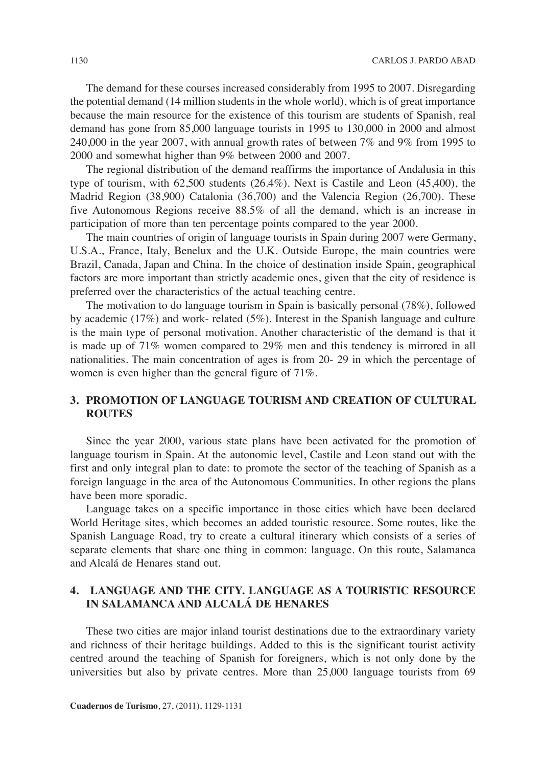The demand for these courses increased considerably from 1995 to 2007. Disregarding the potential demand (14 million students in the whole world), which is of great importance because the main resource for the existence of this tourism are students of Spanish, real demand has gone from 85,000 language tourists in 1995 to 130,000 in 2000 and almost 240,000 in the year 2007, with annual growth rates of between 7% and 9% from 1995 to 2000 and somewhat higher than 9% between 2000 and 2007.

The regional distribution of the demand reaffirms the importance of Andalusia in this type of tourism, with 62,500 students (26.4%). Next is Castile and Leon (45,400), the Madrid Region (38,900) Catalonia (36,700) and the Valencia Region (26,700). These five Autonomous Regions receive 88.5% of all the demand, which is an increase in participation of more than ten percentage points compared to the year 2000.

The main countries of origin of language tourists in Spain during 2007 were Germany, U.S.A., France, Italy, Benelux and the U.K. Outside Europe, the main countries were Brazil, Canada, Japan and China. In the choice of destination inside Spain, geographical factors are more important than strictly academic ones, given that the city of residence is preferred over the characteristics of the actual teaching centre.

The motivation to do language tourism in Spain is basically personal (78%), followed by academic (17%) and work- related (5%). Interest in the Spanish language and culture is the main type of personal motivation. Another characteristic of the demand is that it is made up of 71% women compared to 29% men and this tendency is mirrored in all nationalities. The main concentration of ages is from 20- 29 in which the percentage of women is even higher than the general figure of 71%.

## 3. PROMOTION OF LANGUAGE TOURISM AND CREATION OF CULTURAL ROUTES

Since the year 2000, various state plans have been activated for the promotion of language tourism in Spain. At the autonomic level, Castile and Leon stand out with the first and only integral plan to date: to promote the sector of the teaching of Spanish as a foreign language in the area of the Autonomous Communities. In other regions the plans have been more sporadic.

Language takes on a specific importance in those cities which have been declared World Heritage sites, which becomes an added touristic resource. Some routes, like the Spanish Language Road, try to create a cultural itinerary which consists of a series of separate elements that share one thing in common: language. On this route, Salamanca and Alcalá de Henares stand out.

## 4. LANGUAGE AND THE CITY. LANGUAGE AS A TOURISTIC RESOURCE IN SALAMANCA AND ALCALÁ DE HENARES

These two cities are major inland tourist destinations due to the extraordinary variety and richness of their heritage buildings. Added to this is the significant tourist activity centred around the teaching of Spanish for foreigners, which is not only done by the universities but also by private centres. More than 25,000 language tourists from 69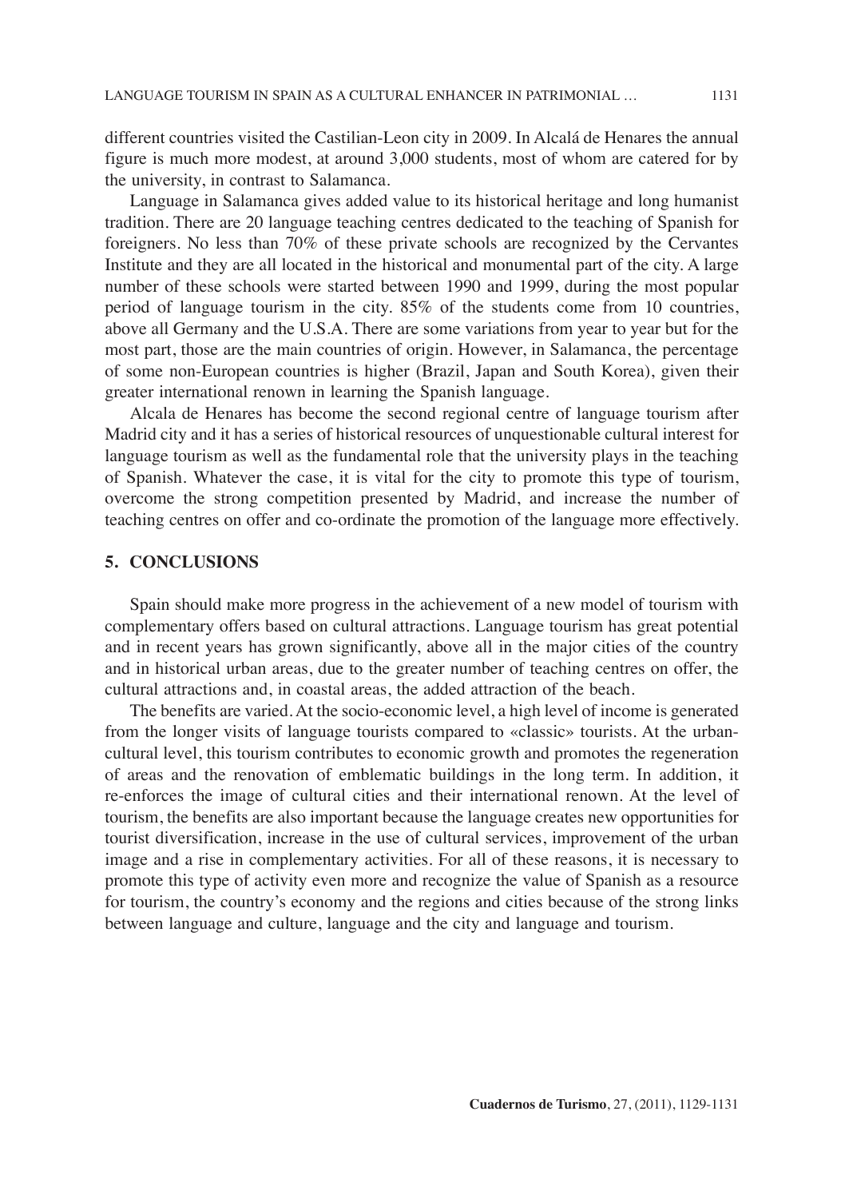different countries visited the Castilian-Leon city in 2009. In Alcalá de Henares the annual figure is much more modest, at around 3,000 students, most of whom are catered for by the university, in contrast to Salamanca.

Language in Salamanca gives added value to its historical heritage and long humanist tradition. There are 20 language teaching centres dedicated to the teaching of Spanish for foreigners. No less than 70% of these private schools are recognized by the Cervantes Institute and they are all located in the historical and monumental part of the city. A large number of these schools were started between 1990 and 1999, during the most popular period of language tourism in the city. 85% of the students come from 10 countries, above all Germany and the U.S.A. There are some variations from year to year but for the most part, those are the main countries of origin. However, in Salamanca, the percentage of some non-European countries is higher (Brazil, Japan and South Korea), given their greater international renown in learning the Spanish language.

Alcala de Henares has become the second regional centre of language tourism after Madrid city and it has a series of historical resources of unquestionable cultural interest for language tourism as well as the fundamental role that the university plays in the teaching of Spanish. Whatever the case, it is vital for the city to promote this type of tourism, overcome the strong competition presented by Madrid, and increase the number of teaching centres on offer and co-ordinate the promotion of the language more effectively.

## 5. CONCLUSIONS

Spain should make more progress in the achievement of a new model of tourism with complementary offers based on cultural attractions. Language tourism has great potential and in recent years has grown significantly, above all in the major cities of the country and in historical urban areas, due to the greater number of teaching centres on offer, the cultural attractions and, in coastal areas, the added attraction of the beach.

The benefits are varied. At the socio-economic level, a high level of income is generated from the longer visits of language tourists compared to «classic» tourists. At the urban-cultural level, this tourism contributes to economic growth and promotes the regeneration of areas and the renovation of emblematic buildings in the long term. In addition, it re-enforces the image of cultural cities and their international renown. At the level of tourism, the benefits are also important because the language creates new opportunities for tourist diversification, increase in the use of cultural services, improvement of the urban image and a rise in complementary activities. For all of these reasons, it is necessary to promote this type of activity even more and recognize the value of Spanish as a resource for tourism, the country's economy and the regions and cities because of the strong links between language and culture, language and the city and language and tourism.